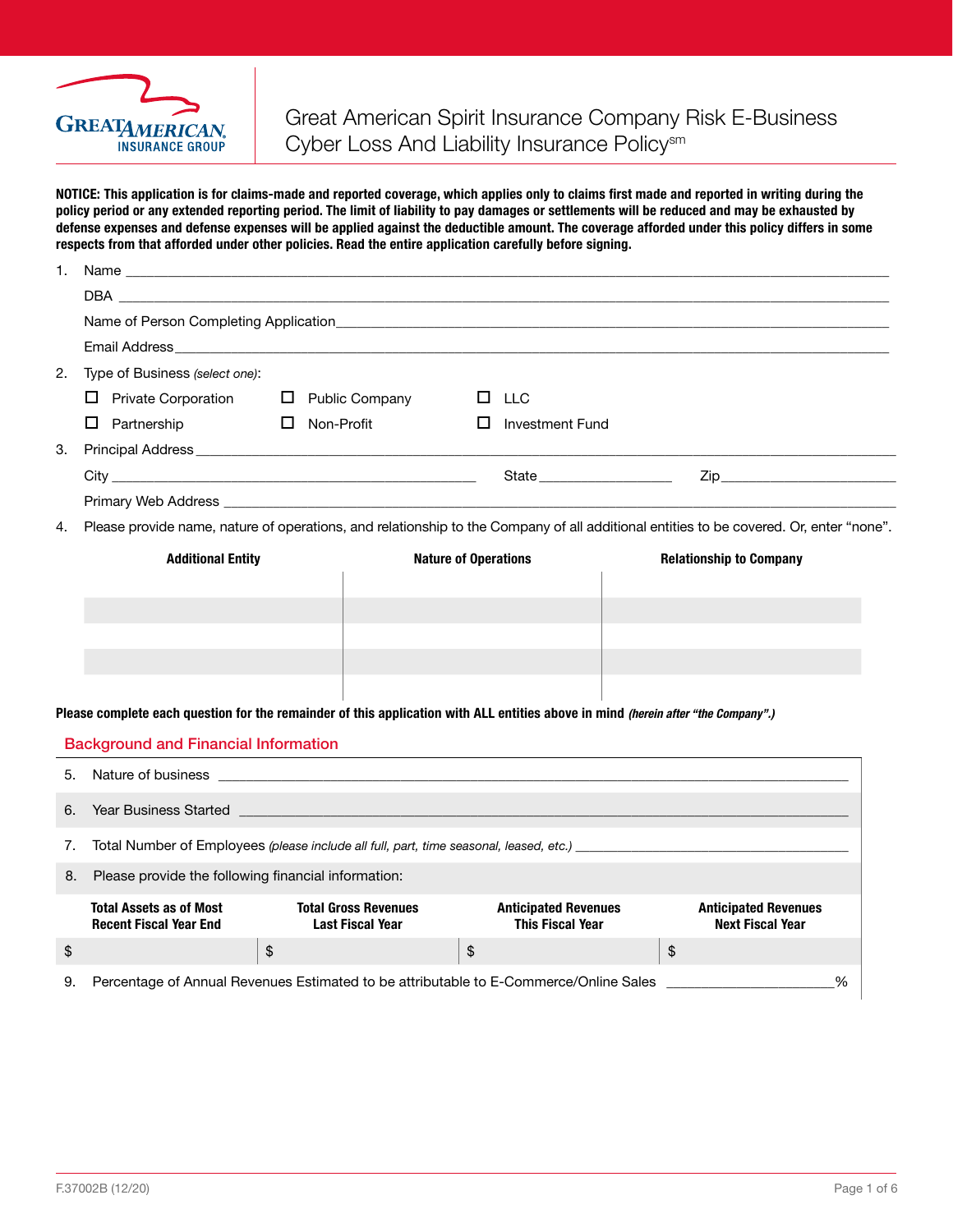GREAT AMERICAN INSURANCE GROUP

# Great American Spirit Insurance Company Risk E-Business Cyber Loss And Liability Insurance Policy[sm]

**NOTICE: This application is for claims-made and reported coverage, which applies only to claims first made and reported in writing during the policy period or any extended reporting period. The limit of liability to pay damages or settlements will be reduced and may be exhausted by defense expenses and defense expenses will be applied against the deductible amount. The coverage afforded under this policy differs in some respects from that afforded under other policies. Read the entire application carefully before signing.**

1. Name ______________________________

   DBA ______________________________

   Name of Person Completing Application ______________________________

   Email Address ______________________________

2. Type of Business *(select one)*:

   ☐ Private Corporation ☐ Public Company ☐ LLC

   ☐ Partnership ☐ Non-Profit ☐ Investment Fund

3. Principal Address ______________________________

   City ____________________ State ____________ Zip ____________

   Primary Web Address ______________________________

4. Please provide name, nature of operations, and relationship to the Company of all additional entities to be covered. Or, enter "none".

| Additional Entity | Nature of Operations | Relationship to Company |
|---|---|---|
| | | |
| | | |
| | | |
| | | |
| | | |

**Please complete each question for the remainder of this application with ALL entities above in mind *(herein after "the Company".)***

## Background and Financial Information

5. Nature of business ______________________________

6. Year Business Started ______________________________

7. Total Number of Employees *(please include all full, part, time seasonal, leased, etc.)* ______________________________

8. Please provide the following financial information:

| Total Assets as of Most Recent Fiscal Year End | Total Gross Revenues Last Fiscal Year | Anticipated Revenues This Fiscal Year | Anticipated Revenues Next Fiscal Year |
|---|---|---|---|
| $ | $ | $ | $ |

9. Percentage of Annual Revenues Estimated to be attributable to E-Commerce/Online Sales ____________%

F.37002B (12/20)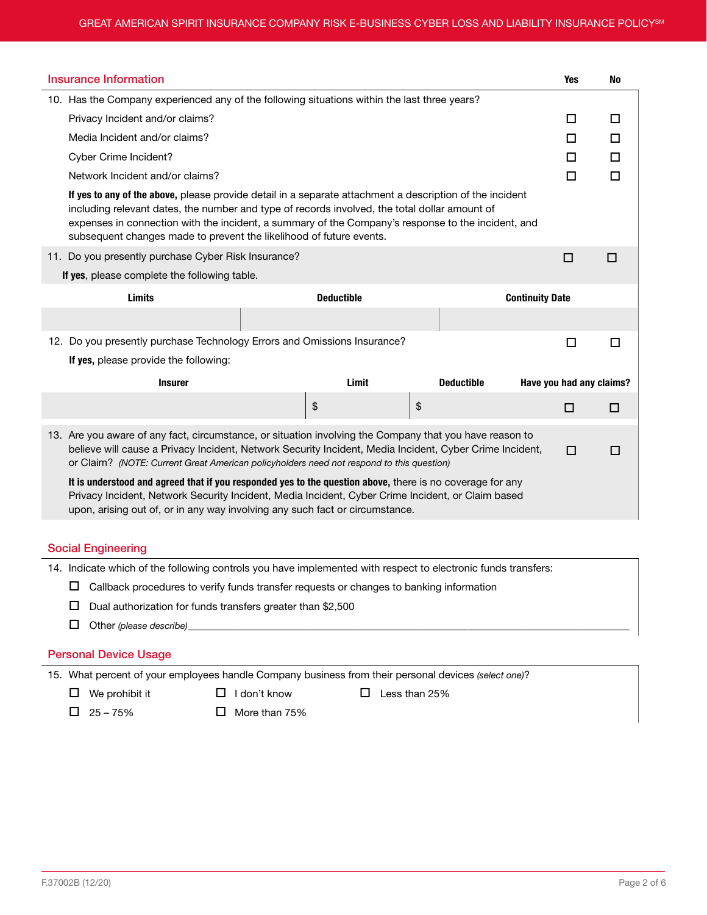## Insurance Information

| | Yes | No |
|---|---|---|
| 10. Has the Company experienced any of the following situations within the last three years? | | |
| Privacy Incident and/or claims? | ☐ | ☐ |
| Media Incident and/or claims? | ☐ | ☐ |
| Cyber Crime Incident? | ☐ | ☐ |
| Network Incident and/or claims? | ☐ | ☐ |

**If yes to any of the above,** please provide detail in a separate attachment a description of the incident including relevant dates, the number and type of records involved, the total dollar amount of expenses in connection with the incident, a summary of the Company's response to the incident, and subsequent changes made to prevent the likelihood of future events.

11. Do you presently purchase Cyber Risk Insurance? ☐ Yes ☐ No

**If yes**, please complete the following table.

| Limits | Deductible | Continuity Date |
|---|---|---|
| | | |

12. Do you presently purchase Technology Errors and Omissions Insurance? ☐ Yes ☐ No

**If yes,** please provide the following:

| Insurer | Limit | Deductible | Have you had any claims? |
|---|---|---|---|
| | $ | $ | ☐ Yes ☐ No |

13. Are you aware of any fact, circumstance, or situation involving the Company that you have reason to believe will cause a Privacy Incident, Network Security Incident, Media Incident, Cyber Crime Incident, or Claim? *(NOTE: Current Great American policyholders need not respond to this question)* ☐ Yes ☐ No

**It is understood and agreed that if you responded yes to the question above,** there is no coverage for any Privacy Incident, Network Security Incident, Media Incident, Cyber Crime Incident, or Claim based upon, arising out of, or in any way involving any such fact or circumstance.

## Social Engineering

14. Indicate which of the following controls you have implemented with respect to electronic funds transfers:

- ☐ Callback procedures to verify funds transfer requests or changes to banking information
- ☐ Dual authorization for funds transfers greater than $2,500
- ☐ Other *(please describe)*\_\_\_\_\_\_\_\_\_\_\_\_\_\_\_\_\_\_\_\_\_\_\_\_\_\_\_\_\_\_\_\_\_\_\_\_\_\_\_\_\_\_\_\_

## Personal Device Usage

15. What percent of your employees handle Company business from their personal devices *(select one)*?

- ☐ We prohibit it
- ☐ I don't know
- ☐ Less than 25%
- ☐ 25 – 75%
- ☐ More than 75%

F.37002B (12/20)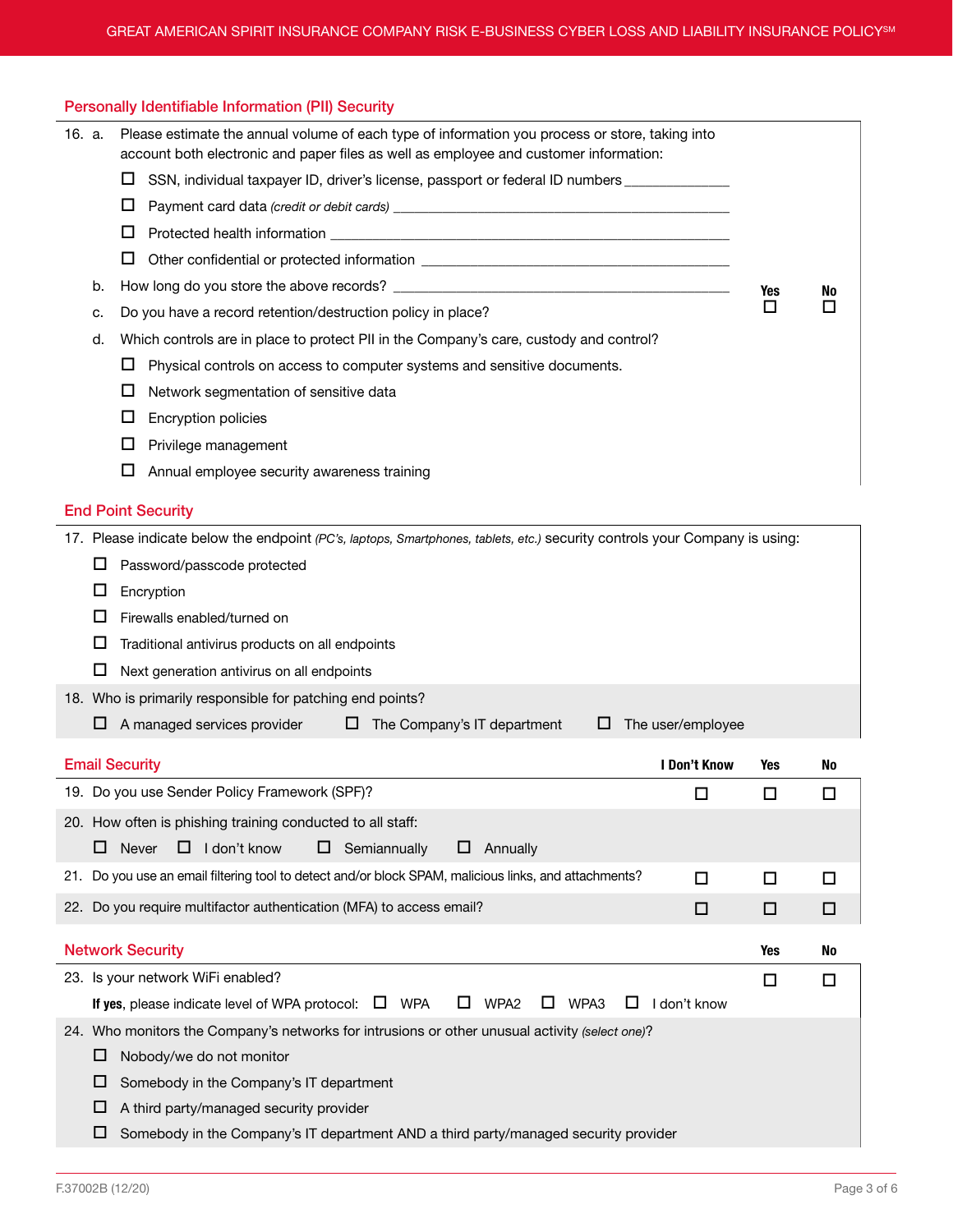## Personally Identifiable Information (PII) Security

16. a. Please estimate the annual volume of each type of information you process or store, taking into account both electronic and paper files as well as employee and customer information:

    - ☐ SSN, individual taxpayer ID, driver's license, passport or federal ID numbers ______________
    - ☐ Payment card data *(credit or debit cards)* ______________
    - ☐ Protected health information ______________
    - ☐ Other confidential or protected information ______________

    b. How long do you store the above records? ______________

    c. Do you have a record retention/destruction policy in place? ☐ Yes ☐ No

    d. Which controls are in place to protect PII in the Company's care, custody and control?

    - ☐ Physical controls on access to computer systems and sensitive documents.
    - ☐ Network segmentation of sensitive data
    - ☐ Encryption policies
    - ☐ Privilege management
    - ☐ Annual employee security awareness training

## End Point Security

17. Please indicate below the endpoint *(PC's, laptops, Smartphones, tablets, etc.)* security controls your Company is using:

    - ☐ Password/passcode protected
    - ☐ Encryption
    - ☐ Firewalls enabled/turned on
    - ☐ Traditional antivirus products on all endpoints
    - ☐ Next generation antivirus on all endpoints

18. Who is primarily responsible for patching end points?

    ☐ A managed services provider ☐ The Company's IT department ☐ The user/employee

## Email Security

| | I Don't Know | Yes | No |
|---|---|---|---|
| 19. Do you use Sender Policy Framework (SPF)? | ☐ | ☐ | ☐ |
| 20. How often is phishing training conducted to all staff: ☐ Never ☐ I don't know ☐ Semiannually ☐ Annually | | | |
| 21. Do you use an email filtering tool to detect and/or block SPAM, malicious links, and attachments? | ☐ | ☐ | ☐ |
| 22. Do you require multifactor authentication (MFA) to access email? | ☐ | ☐ | ☐ |

## Network Security

| | Yes | No |
|---|---|---|
| 23. Is your network WiFi enabled? | ☐ | ☐ |
| **If yes**, please indicate level of WPA protocol: ☐ WPA ☐ WPA2 ☐ WPA3 ☐ I don't know | | |

24. Who monitors the Company's networks for intrusions or other unusual activity *(select one)*?

    - ☐ Nobody/we do not monitor
    - ☐ Somebody in the Company's IT department
    - ☐ A third party/managed security provider
    - ☐ Somebody in the Company's IT department AND a third party/managed security provider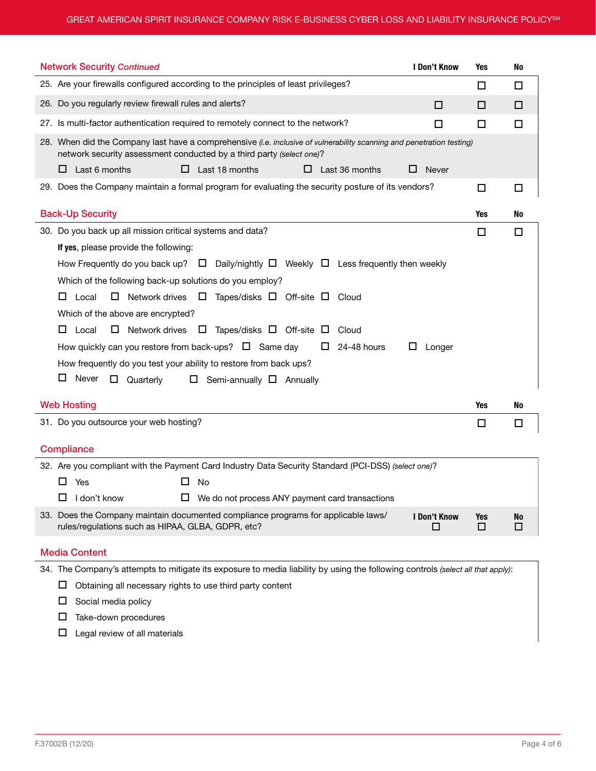## Network Security *Continued*

| | I Don't Know | Yes | No |
|---|---|---|---|
| 25. Are your firewalls configured according to the principles of least privileges? | | ☐ | ☐ |
| 26. Do you regularly review firewall rules and alerts? | ☐ | ☐ | ☐ |
| 27. Is multi-factor authentication required to remotely connect to the network? | ☐ | ☐ | ☐ |

28. When did the Company last have a comprehensive *(i.e. inclusive of vulnerability scanning and penetration testing)* network security assessment conducted by a third party *(select one)*?

☐ Last 6 months ☐ Last 18 months ☐ Last 36 months ☐ Never

| | Yes | No |
|---|---|---|
| 29. Does the Company maintain a formal program for evaluating the security posture of its vendors? | ☐ | ☐ |

## Back-Up Security

| | Yes | No |
|---|---|---|
| 30. Do you back up all mission critical systems and data? | ☐ | ☐ |

**If yes**, please provide the following:

How Frequently do you back up? ☐ Daily/nightly ☐ Weekly ☐ Less frequently then weekly

Which of the following back-up solutions do you employ?

☐ Local ☐ Network drives ☐ Tapes/disks ☐ Off-site ☐ Cloud

Which of the above are encrypted?

☐ Local ☐ Network drives ☐ Tapes/disks ☐ Off-site ☐ Cloud

How quickly can you restore from back-ups? ☐ Same day ☐ 24-48 hours ☐ Longer

How frequently do you test your ability to restore from back ups?

☐ Never ☐ Quarterly ☐ Semi-annually ☐ Annually

## Web Hosting

| | Yes | No |
|---|---|---|
| 31. Do you outsource your web hosting? | ☐ | ☐ |

## Compliance

32. Are you compliant with the Payment Card Industry Data Security Standard (PCI-DSS) *(select one)*?

☐ Yes ☐ No

☐ I don't know ☐ We do not process ANY payment card transactions

| | I Don't Know | Yes | No |
|---|---|---|---|
| 33. Does the Company maintain documented compliance programs for applicable laws/rules/regulations such as HIPAA, GLBA, GDPR, etc? | ☐ | ☐ | ☐ |

## Media Content

34. The Company's attempts to mitigate its exposure to media liability by using the following controls *(select all that apply)*:

☐ Obtaining all necessary rights to use third party content

☐ Social media policy

☐ Take-down procedures

☐ Legal review of all materials

F.37002B (12/20)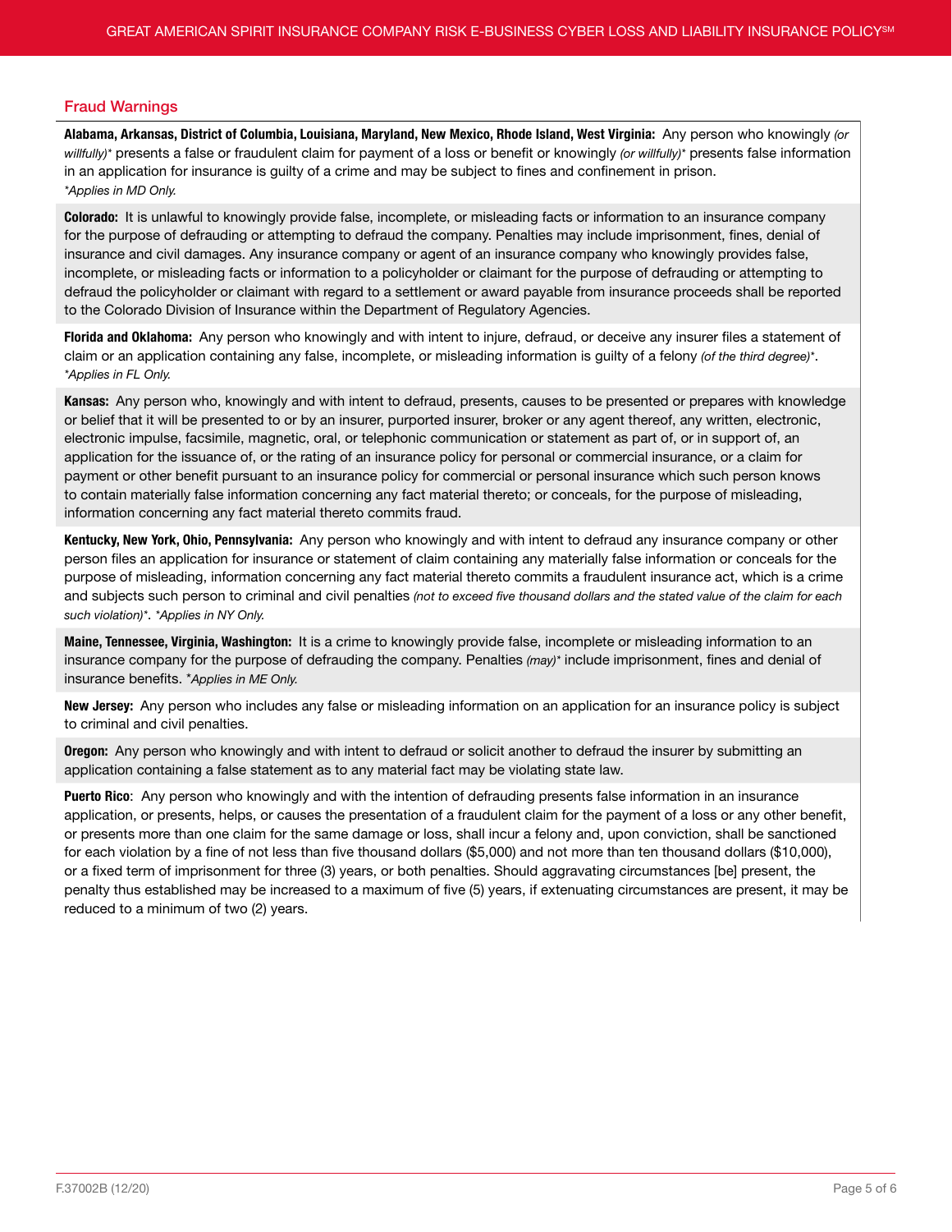## Fraud Warnings

**Alabama, Arkansas, District of Columbia, Louisiana, Maryland, New Mexico, Rhode Island, West Virginia:** Any person who knowingly *(or willfully)** presents a false or fraudulent claim for payment of a loss or benefit or knowingly *(or willfully)** presents false information in an application for insurance is guilty of a crime and may be subject to fines and confinement in prison.
*\*Applies in MD Only.*

**Colorado:** It is unlawful to knowingly provide false, incomplete, or misleading facts or information to an insurance company for the purpose of defrauding or attempting to defraud the company. Penalties may include imprisonment, fines, denial of insurance and civil damages. Any insurance company or agent of an insurance company who knowingly provides false, incomplete, or misleading facts or information to a policyholder or claimant for the purpose of defrauding or attempting to defraud the policyholder or claimant with regard to a settlement or award payable from insurance proceeds shall be reported to the Colorado Division of Insurance within the Department of Regulatory Agencies.

**Florida and Oklahoma:** Any person who knowingly and with intent to injure, defraud, or deceive any insurer files a statement of claim or an application containing any false, incomplete, or misleading information is guilty of a felony *(of the third degree)**.
*\*Applies in FL Only.*

**Kansas:** Any person who, knowingly and with intent to defraud, presents, causes to be presented or prepares with knowledge or belief that it will be presented to or by an insurer, purported insurer, broker or any agent thereof, any written, electronic, electronic impulse, facsimile, magnetic, oral, or telephonic communication or statement as part of, or in support of, an application for the issuance of, or the rating of an insurance policy for personal or commercial insurance, or a claim for payment or other benefit pursuant to an insurance policy for commercial or personal insurance which such person knows to contain materially false information concerning any fact material thereto; or conceals, for the purpose of misleading, information concerning any fact material thereto commits fraud.

**Kentucky, New York, Ohio, Pennsylvania:** Any person who knowingly and with intent to defraud any insurance company or other person files an application for insurance or statement of claim containing any materially false information or conceals for the purpose of misleading, information concerning any fact material thereto commits a fraudulent insurance act, which is a crime and subjects such person to criminal and civil penalties *(not to exceed five thousand dollars and the stated value of the claim for each such violation)**. *\*Applies in NY Only.*

**Maine, Tennessee, Virginia, Washington:** It is a crime to knowingly provide false, incomplete or misleading information to an insurance company for the purpose of defrauding the company. Penalties *(may)** include imprisonment, fines and denial of insurance benefits. *\*Applies in ME Only.*

**New Jersey:** Any person who includes any false or misleading information on an application for an insurance policy is subject to criminal and civil penalties.

**Oregon:** Any person who knowingly and with intent to defraud or solicit another to defraud the insurer by submitting an application containing a false statement as to any material fact may be violating state law.

**Puerto Rico**: Any person who knowingly and with the intention of defrauding presents false information in an insurance application, or presents, helps, or causes the presentation of a fraudulent claim for the payment of a loss or any other benefit, or presents more than one claim for the same damage or loss, shall incur a felony and, upon conviction, shall be sanctioned for each violation by a fine of not less than five thousand dollars ($5,000) and not more than ten thousand dollars ($10,000), or a fixed term of imprisonment for three (3) years, or both penalties. Should aggravating circumstances [be] present, the penalty thus established may be increased to a maximum of five (5) years, if extenuating circumstances are present, it may be reduced to a minimum of two (2) years.

F.37002B (12/20)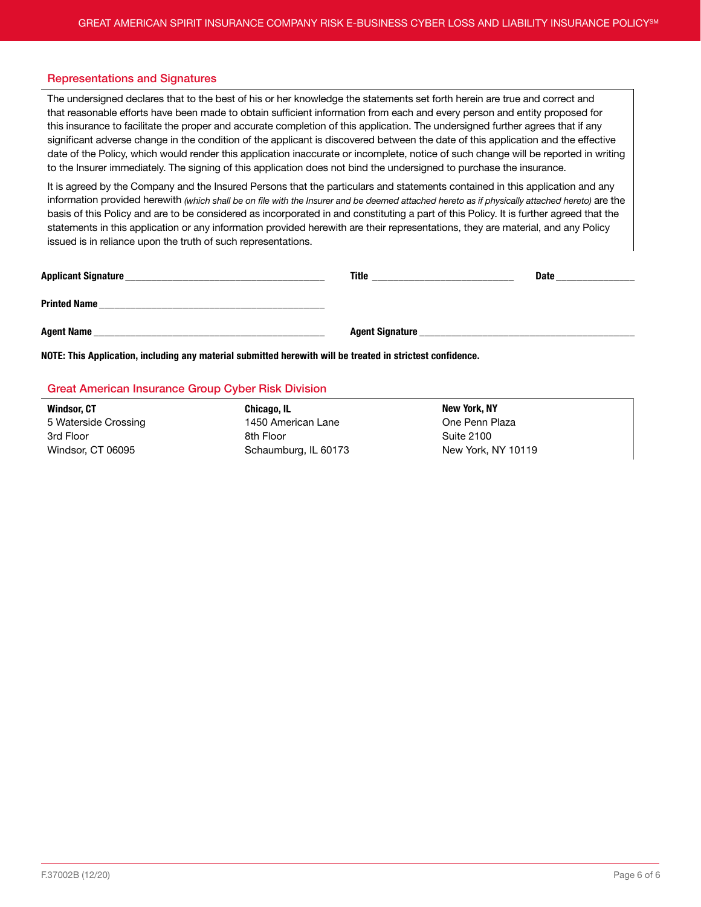## Representations and Signatures

The undersigned declares that to the best of his or her knowledge the statements set forth herein are true and correct and that reasonable efforts have been made to obtain sufficient information from each and every person and entity proposed for this insurance to facilitate the proper and accurate completion of this application. The undersigned further agrees that if any significant adverse change in the condition of the applicant is discovered between the date of this application and the effective date of the Policy, which would render this application inaccurate or incomplete, notice of such change will be reported in writing to the Insurer immediately. The signing of this application does not bind the undersigned to purchase the insurance.

It is agreed by the Company and the Insured Persons that the particulars and statements contained in this application and any information provided herewith *(which shall be on file with the Insurer and be deemed attached hereto as if physically attached hereto)* are the basis of this Policy and are to be considered as incorporated in and constituting a part of this Policy. It is further agreed that the statements in this application or any information provided herewith are their representations, they are material, and any Policy issued is in reliance upon the truth of such representations.

**Applicant Signature** ______________________________ **Title** ______________________ **Date** ____________

**Printed Name** ______________________________

**Agent Name** ______________________________ **Agent Signature** ______________________________

**NOTE: This Application, including any material submitted herewith will be treated in strictest confidence.**

## Great American Insurance Group Cyber Risk Division

| | | |
|---|---|---|
| **Windsor, CT** | **Chicago, IL** | **New York, NY** |
| 5 Waterside Crossing | 1450 American Lane | One Penn Plaza |
| 3rd Floor | 8th Floor | Suite 2100 |
| Windsor, CT 06095 | Schaumburg, IL 60173 | New York, NY 10119 |

F.37002B (12/20)